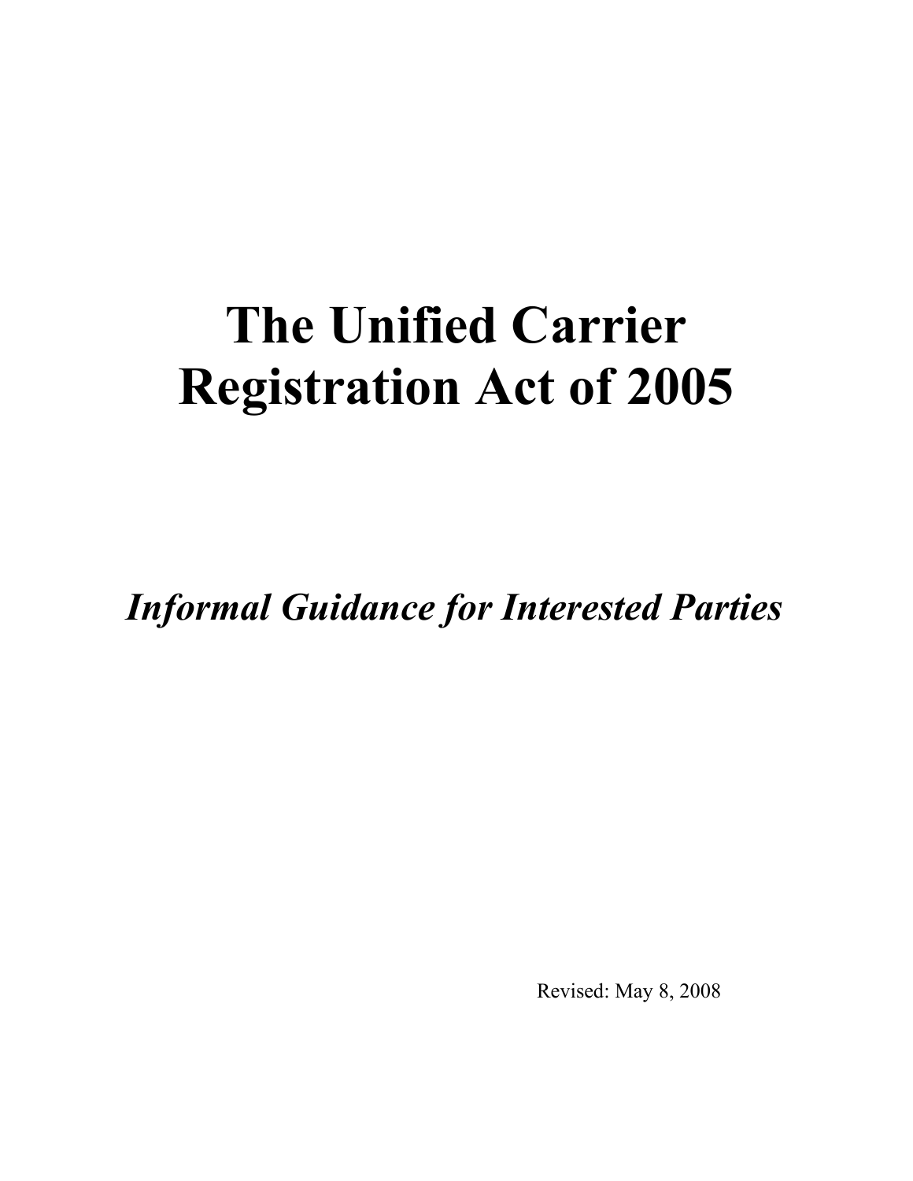# The Unified Carrier Registration Act of 2005

*Informal Guidance for Interested Parties*

Revised: May 8, 2008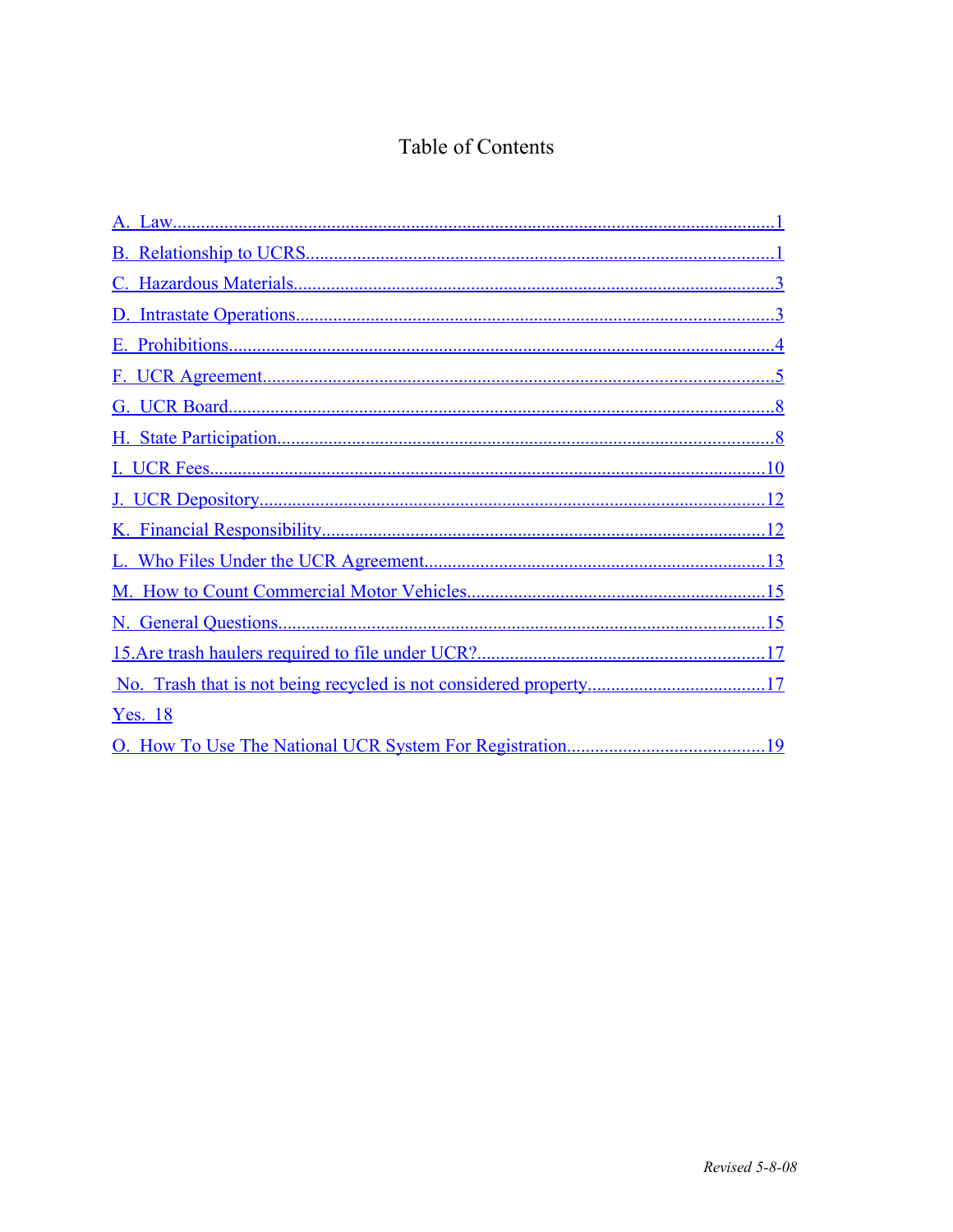# Table of Contents

A. Law.....1
B. Relationship to UCRS.....1
C. Hazardous Materials.....3
D. Intrastate Operations.....3
E. Prohibitions.....4
F. UCR Agreement.....5
G. UCR Board.....8
H. State Participation.....8
I. UCR Fees.....10
J. UCR Depository.....12
K. Financial Responsibility.....12
L. Who Files Under the UCR Agreement.....13
M. How to Count Commercial Motor Vehicles.....15
N. General Questions.....15
15.Are trash haulers required to file under UCR?.....17
No. Trash that is not being recycled is not considered property......17
Yes. 18
O. How To Use The National UCR System For Registration.....19

*Revised 5-8-08*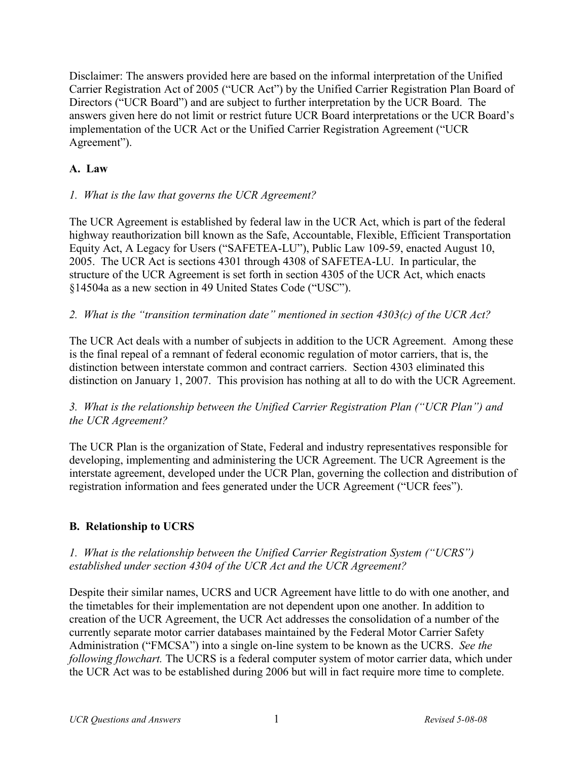Disclaimer: The answers provided here are based on the informal interpretation of the Unified Carrier Registration Act of 2005 ("UCR Act") by the Unified Carrier Registration Plan Board of Directors ("UCR Board") and are subject to further interpretation by the UCR Board. The answers given here do not limit or restrict future UCR Board interpretations or the UCR Board's implementation of the UCR Act or the Unified Carrier Registration Agreement ("UCR Agreement").

**A. Law**

*1. What is the law that governs the UCR Agreement?*

The UCR Agreement is established by federal law in the UCR Act, which is part of the federal highway reauthorization bill known as the Safe, Accountable, Flexible, Efficient Transportation Equity Act, A Legacy for Users ("SAFETEA-LU"), Public Law 109-59, enacted August 10, 2005. The UCR Act is sections 4301 through 4308 of SAFETEA-LU. In particular, the structure of the UCR Agreement is set forth in section 4305 of the UCR Act, which enacts §14504a as a new section in 49 United States Code ("USC").

*2. What is the "transition termination date" mentioned in section 4303(c) of the UCR Act?*

The UCR Act deals with a number of subjects in addition to the UCR Agreement. Among these is the final repeal of a remnant of federal economic regulation of motor carriers, that is, the distinction between interstate common and contract carriers. Section 4303 eliminated this distinction on January 1, 2007. This provision has nothing at all to do with the UCR Agreement.

*3. What is the relationship between the Unified Carrier Registration Plan ("UCR Plan") and the UCR Agreement?*

The UCR Plan is the organization of State, Federal and industry representatives responsible for developing, implementing and administering the UCR Agreement. The UCR Agreement is the interstate agreement, developed under the UCR Plan, governing the collection and distribution of registration information and fees generated under the UCR Agreement ("UCR fees").

**B. Relationship to UCRS**

*1. What is the relationship between the Unified Carrier Registration System ("UCRS") established under section 4304 of the UCR Act and the UCR Agreement?*

Despite their similar names, UCRS and UCR Agreement have little to do with one another, and the timetables for their implementation are not dependent upon one another. In addition to creation of the UCR Agreement, the UCR Act addresses the consolidation of a number of the currently separate motor carrier databases maintained by the Federal Motor Carrier Safety Administration ("FMCSA") into a single on-line system to be known as the UCRS. *See the following flowchart.* The UCRS is a federal computer system of motor carrier data, which under the UCR Act was to be established during 2006 but will in fact require more time to complete.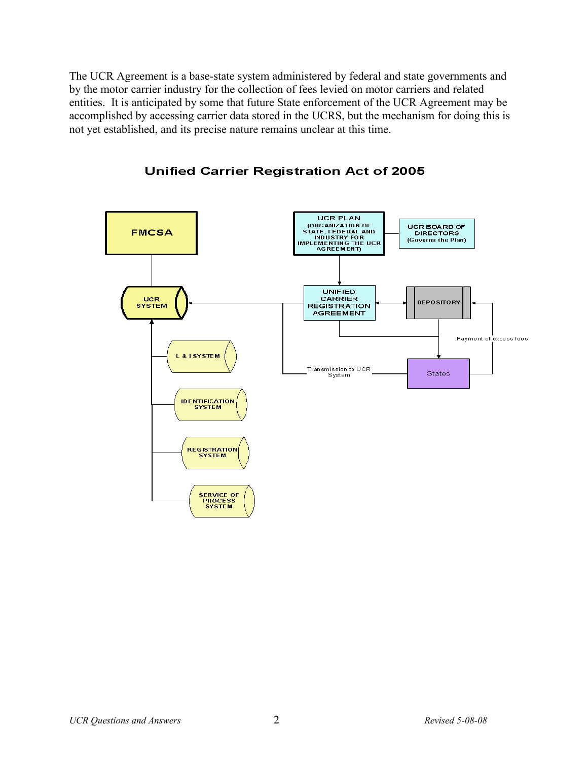The UCR Agreement is a base-state system administered by federal and state governments and by the motor carrier industry for the collection of fees levied on motor carriers and related entities. It is anticipated by some that future State enforcement of the UCR Agreement may be accomplished by accessing carrier data stored in the UCRS, but the mechanism for doing this is not yet established, and its precise nature remains unclear at this time.

## Unified Carrier Registration Act of 2005

FMCSA

UCR SYSTEM

L & I SYSTEM

IDENTIFICATION SYSTEM

REGISTRATION SYSTEM

SERVICE OF PROCESS SYSTEM

UCR PLAN (ORGANIZATION OF STATE, FEDERAL AND INDUSTRY FOR IMPLEMENTING THE UCR AGREEMENT)

UCR BOARD OF DIRECTORS (Governs the Plan)

UNIFIED CARRIER REGISTRATION AGREEMENT

DEPOSITORY

Payment of excess fees

Transmission to UCR System

States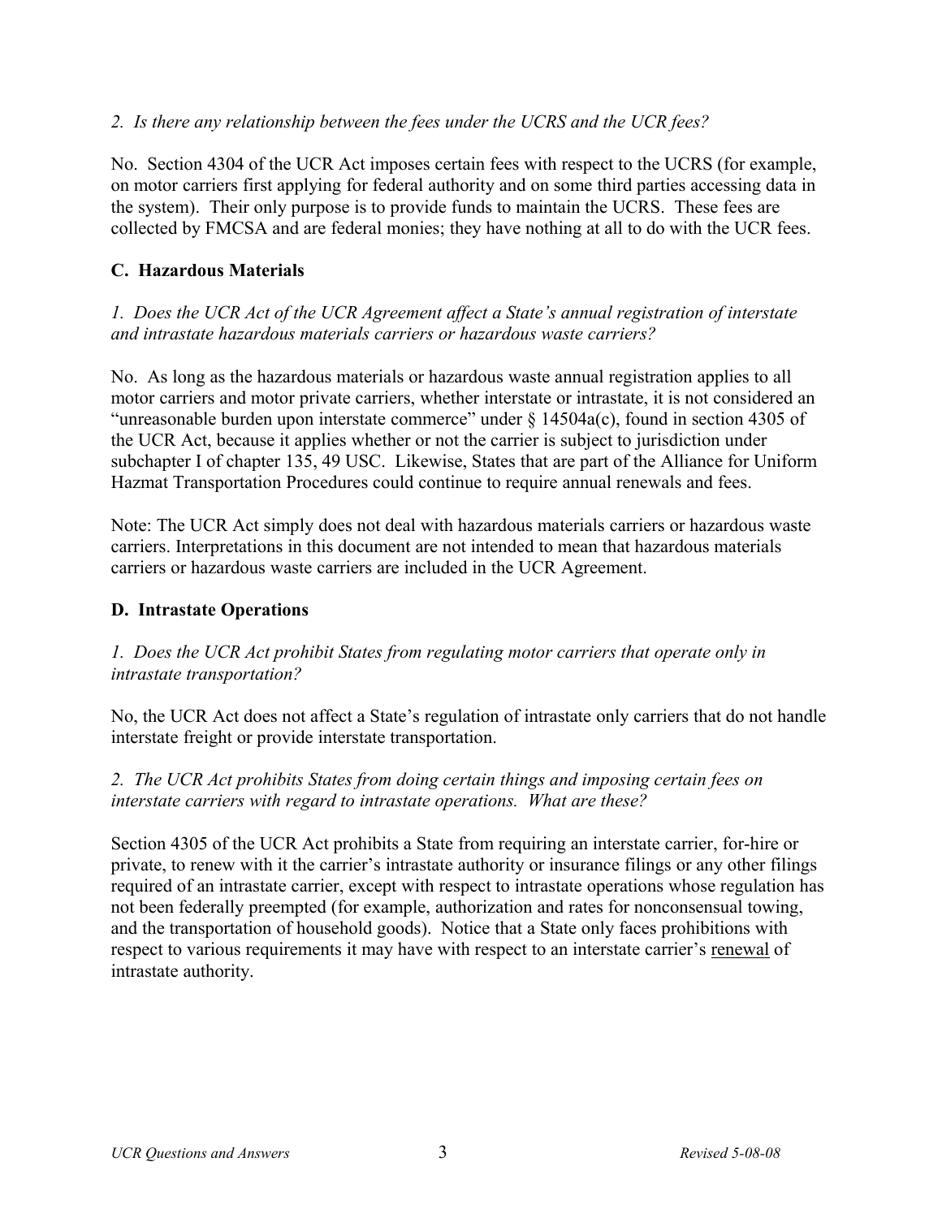*2. Is there any relationship between the fees under the UCRS and the UCR fees?*

No. Section 4304 of the UCR Act imposes certain fees with respect to the UCRS (for example, on motor carriers first applying for federal authority and on some third parties accessing data in the system). Their only purpose is to provide funds to maintain the UCRS. These fees are collected by FMCSA and are federal monies; they have nothing at all to do with the UCR fees.

## C. Hazardous Materials

*1. Does the UCR Act of the UCR Agreement affect a State's annual registration of interstate and intrastate hazardous materials carriers or hazardous waste carriers?*

No. As long as the hazardous materials or hazardous waste annual registration applies to all motor carriers and motor private carriers, whether interstate or intrastate, it is not considered an "unreasonable burden upon interstate commerce" under § 14504a(c), found in section 4305 of the UCR Act, because it applies whether or not the carrier is subject to jurisdiction under subchapter I of chapter 135, 49 USC. Likewise, States that are part of the Alliance for Uniform Hazmat Transportation Procedures could continue to require annual renewals and fees.

Note: The UCR Act simply does not deal with hazardous materials carriers or hazardous waste carriers. Interpretations in this document are not intended to mean that hazardous materials carriers or hazardous waste carriers are included in the UCR Agreement.

## D. Intrastate Operations

*1. Does the UCR Act prohibit States from regulating motor carriers that operate only in intrastate transportation?*

No, the UCR Act does not affect a State's regulation of intrastate only carriers that do not handle interstate freight or provide interstate transportation.

*2. The UCR Act prohibits States from doing certain things and imposing certain fees on interstate carriers with regard to intrastate operations. What are these?*

Section 4305 of the UCR Act prohibits a State from requiring an interstate carrier, for-hire or private, to renew with it the carrier's intrastate authority or insurance filings or any other filings required of an intrastate carrier, except with respect to intrastate operations whose regulation has not been federally preempted (for example, authorization and rates for nonconsensual towing, and the transportation of household goods). Notice that a State only faces prohibitions with respect to various requirements it may have with respect to an interstate carrier's <u>renewal</u> of intrastate authority.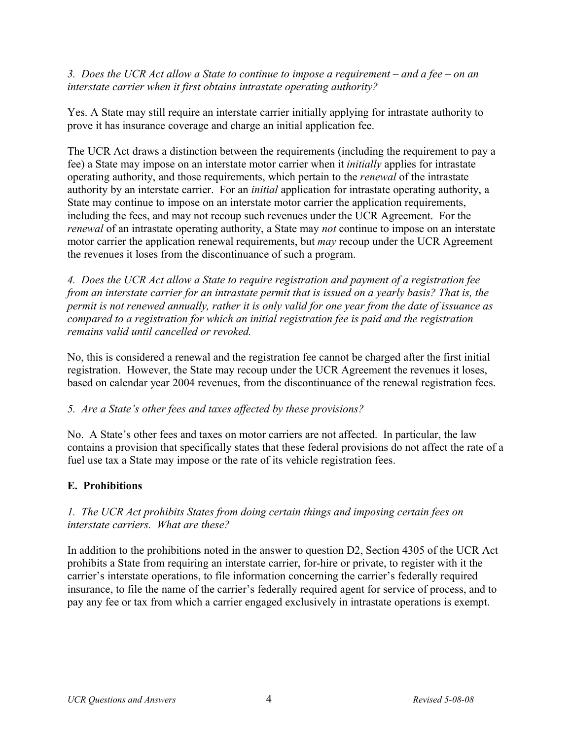*3. Does the UCR Act allow a State to continue to impose a requirement – and a fee – on an interstate carrier when it first obtains intrastate operating authority?*

Yes. A State may still require an interstate carrier initially applying for intrastate authority to prove it has insurance coverage and charge an initial application fee.

The UCR Act draws a distinction between the requirements (including the requirement to pay a fee) a State may impose on an interstate motor carrier when it *initially* applies for intrastate operating authority, and those requirements, which pertain to the *renewal* of the intrastate authority by an interstate carrier. For an *initial* application for intrastate operating authority, a State may continue to impose on an interstate motor carrier the application requirements, including the fees, and may not recoup such revenues under the UCR Agreement. For the *renewal* of an intrastate operating authority, a State may *not* continue to impose on an interstate motor carrier the application renewal requirements, but *may* recoup under the UCR Agreement the revenues it loses from the discontinuance of such a program.

*4. Does the UCR Act allow a State to require registration and payment of a registration fee from an interstate carrier for an intrastate permit that is issued on a yearly basis? That is, the permit is not renewed annually, rather it is only valid for one year from the date of issuance as compared to a registration for which an initial registration fee is paid and the registration remains valid until cancelled or revoked.*

No, this is considered a renewal and the registration fee cannot be charged after the first initial registration. However, the State may recoup under the UCR Agreement the revenues it loses, based on calendar year 2004 revenues, from the discontinuance of the renewal registration fees.

*5. Are a State's other fees and taxes affected by these provisions?*

No. A State's other fees and taxes on motor carriers are not affected. In particular, the law contains a provision that specifically states that these federal provisions do not affect the rate of a fuel use tax a State may impose or the rate of its vehicle registration fees.

## E. Prohibitions

*1. The UCR Act prohibits States from doing certain things and imposing certain fees on interstate carriers. What are these?*

In addition to the prohibitions noted in the answer to question D2, Section 4305 of the UCR Act prohibits a State from requiring an interstate carrier, for-hire or private, to register with it the carrier's interstate operations, to file information concerning the carrier's federally required insurance, to file the name of the carrier's federally required agent for service of process, and to pay any fee or tax from which a carrier engaged exclusively in intrastate operations is exempt.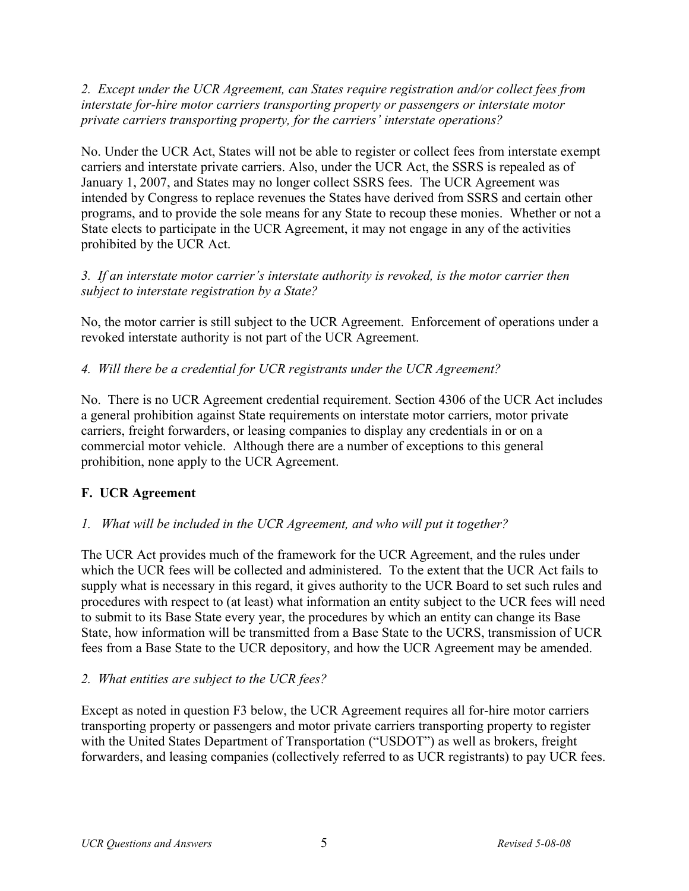*2. Except under the UCR Agreement, can States require registration and/or collect fees from interstate for-hire motor carriers transporting property or passengers or interstate motor private carriers transporting property, for the carriers' interstate operations?*

No. Under the UCR Act, States will not be able to register or collect fees from interstate exempt carriers and interstate private carriers. Also, under the UCR Act, the SSRS is repealed as of January 1, 2007, and States may no longer collect SSRS fees. The UCR Agreement was intended by Congress to replace revenues the States have derived from SSRS and certain other programs, and to provide the sole means for any State to recoup these monies. Whether or not a State elects to participate in the UCR Agreement, it may not engage in any of the activities prohibited by the UCR Act.

*3. If an interstate motor carrier's interstate authority is revoked, is the motor carrier then subject to interstate registration by a State?*

No, the motor carrier is still subject to the UCR Agreement. Enforcement of operations under a revoked interstate authority is not part of the UCR Agreement.

*4. Will there be a credential for UCR registrants under the UCR Agreement?*

No. There is no UCR Agreement credential requirement. Section 4306 of the UCR Act includes a general prohibition against State requirements on interstate motor carriers, motor private carriers, freight forwarders, or leasing companies to display any credentials in or on a commercial motor vehicle. Although there are a number of exceptions to this general prohibition, none apply to the UCR Agreement.

## F. UCR Agreement

*1. What will be included in the UCR Agreement, and who will put it together?*

The UCR Act provides much of the framework for the UCR Agreement, and the rules under which the UCR fees will be collected and administered. To the extent that the UCR Act fails to supply what is necessary in this regard, it gives authority to the UCR Board to set such rules and procedures with respect to (at least) what information an entity subject to the UCR fees will need to submit to its Base State every year, the procedures by which an entity can change its Base State, how information will be transmitted from a Base State to the UCRS, transmission of UCR fees from a Base State to the UCR depository, and how the UCR Agreement may be amended.

*2. What entities are subject to the UCR fees?*

Except as noted in question F3 below, the UCR Agreement requires all for-hire motor carriers transporting property or passengers and motor private carriers transporting property to register with the United States Department of Transportation ("USDOT") as well as brokers, freight forwarders, and leasing companies (collectively referred to as UCR registrants) to pay UCR fees.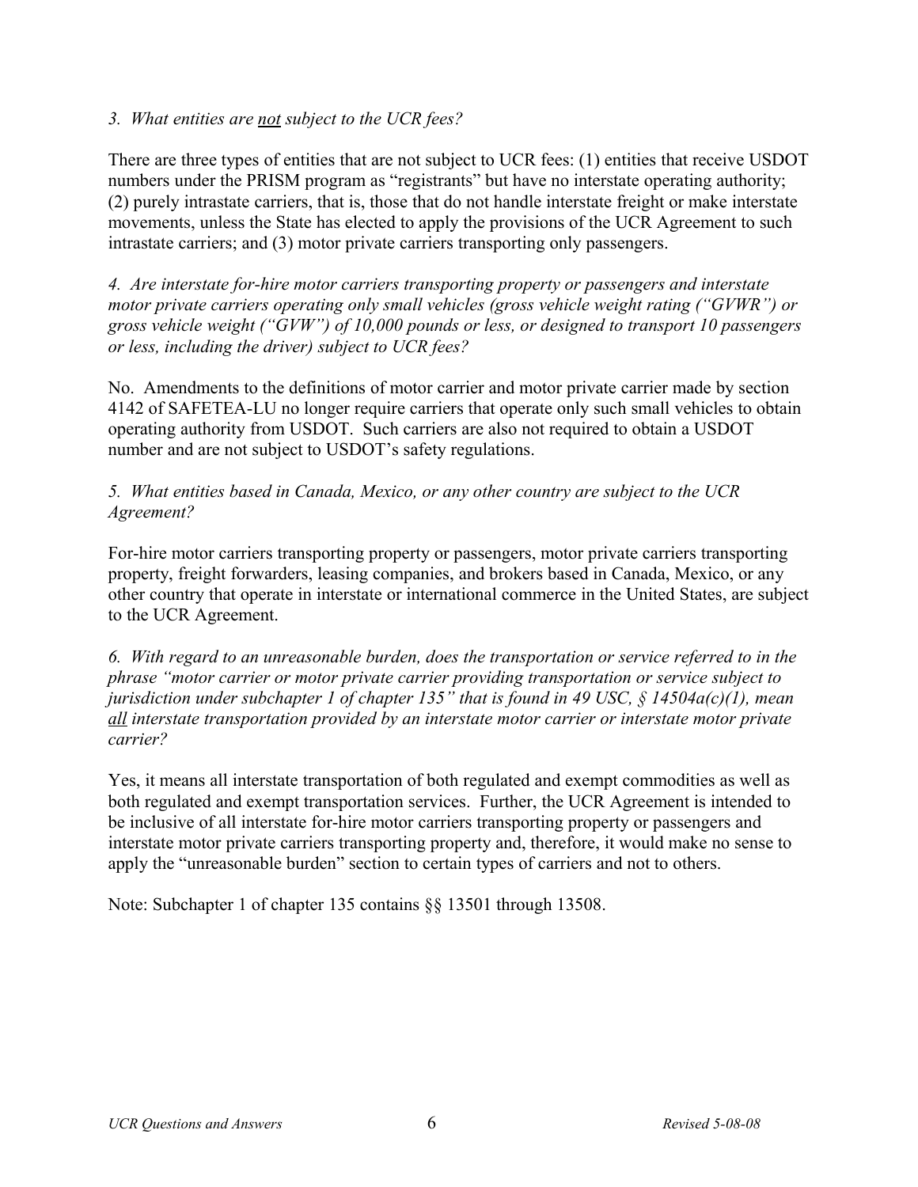*3. What entities are <u>not</u> subject to the UCR fees?*

There are three types of entities that are not subject to UCR fees: (1) entities that receive USDOT numbers under the PRISM program as "registrants" but have no interstate operating authority; (2) purely intrastate carriers, that is, those that do not handle interstate freight or make interstate movements, unless the State has elected to apply the provisions of the UCR Agreement to such intrastate carriers; and (3) motor private carriers transporting only passengers.

*4. Are interstate for-hire motor carriers transporting property or passengers and interstate motor private carriers operating only small vehicles (gross vehicle weight rating ("GVWR") or gross vehicle weight ("GVW") of 10,000 pounds or less, or designed to transport 10 passengers or less, including the driver) subject to UCR fees?*

No. Amendments to the definitions of motor carrier and motor private carrier made by section 4142 of SAFETEA-LU no longer require carriers that operate only such small vehicles to obtain operating authority from USDOT. Such carriers are also not required to obtain a USDOT number and are not subject to USDOT's safety regulations.

*5. What entities based in Canada, Mexico, or any other country are subject to the UCR Agreement?*

For-hire motor carriers transporting property or passengers, motor private carriers transporting property, freight forwarders, leasing companies, and brokers based in Canada, Mexico, or any other country that operate in interstate or international commerce in the United States, are subject to the UCR Agreement.

*6. With regard to an unreasonable burden, does the transportation or service referred to in the phrase "motor carrier or motor private carrier providing transportation or service subject to jurisdiction under subchapter 1 of chapter 135" that is found in 49 USC, § 14504a(c)(1), mean <u>all</u> interstate transportation provided by an interstate motor carrier or interstate motor private carrier?*

Yes, it means all interstate transportation of both regulated and exempt commodities as well as both regulated and exempt transportation services. Further, the UCR Agreement is intended to be inclusive of all interstate for-hire motor carriers transporting property or passengers and interstate motor private carriers transporting property and, therefore, it would make no sense to apply the "unreasonable burden" section to certain types of carriers and not to others.

Note: Subchapter 1 of chapter 135 contains §§ 13501 through 13508.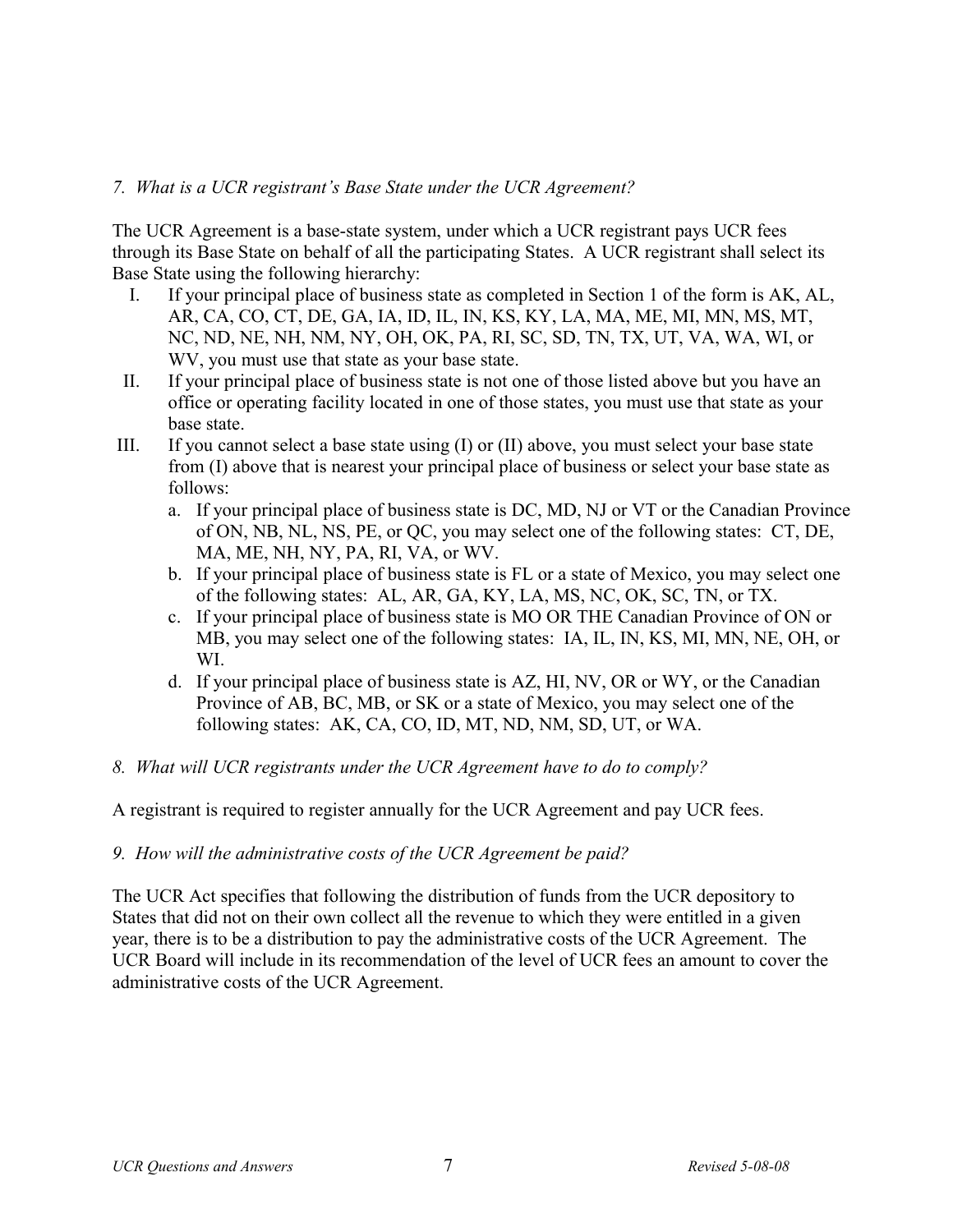*7. What is a UCR registrant's Base State under the UCR Agreement?*

The UCR Agreement is a base-state system, under which a UCR registrant pays UCR fees through its Base State on behalf of all the participating States. A UCR registrant shall select its Base State using the following hierarchy:

I. If your principal place of business state as completed in Section 1 of the form is AK, AL, AR, CA, CO, CT, DE, GA, IA, ID, IL, IN, KS, KY, LA, MA, ME, MI, MN, MS, MT, NC, ND, NE, NH, NM, NY, OH, OK, PA, RI, SC, SD, TN, TX, UT, VA, WA, WI, or WV, you must use that state as your base state.

II. If your principal place of business state is not one of those listed above but you have an office or operating facility located in one of those states, you must use that state as your base state.

III. If you cannot select a base state using (I) or (II) above, you must select your base state from (I) above that is nearest your principal place of business or select your base state as follows:

   a. If your principal place of business state is DC, MD, NJ or VT or the Canadian Province of ON, NB, NL, NS, PE, or QC, you may select one of the following states: CT, DE, MA, ME, NH, NY, PA, RI, VA, or WV.
   b. If your principal place of business state is FL or a state of Mexico, you may select one of the following states: AL, AR, GA, KY, LA, MS, NC, OK, SC, TN, or TX.
   c. If your principal place of business state is MO OR THE Canadian Province of ON or MB, you may select one of the following states: IA, IL, IN, KS, MI, MN, NE, OH, or WI.
   d. If your principal place of business state is AZ, HI, NV, OR or WY, or the Canadian Province of AB, BC, MB, or SK or a state of Mexico, you may select one of the following states: AK, CA, CO, ID, MT, ND, NM, SD, UT, or WA.

*8. What will UCR registrants under the UCR Agreement have to do to comply?*

A registrant is required to register annually for the UCR Agreement and pay UCR fees.

*9. How will the administrative costs of the UCR Agreement be paid?*

The UCR Act specifies that following the distribution of funds from the UCR depository to States that did not on their own collect all the revenue to which they were entitled in a given year, there is to be a distribution to pay the administrative costs of the UCR Agreement. The UCR Board will include in its recommendation of the level of UCR fees an amount to cover the administrative costs of the UCR Agreement.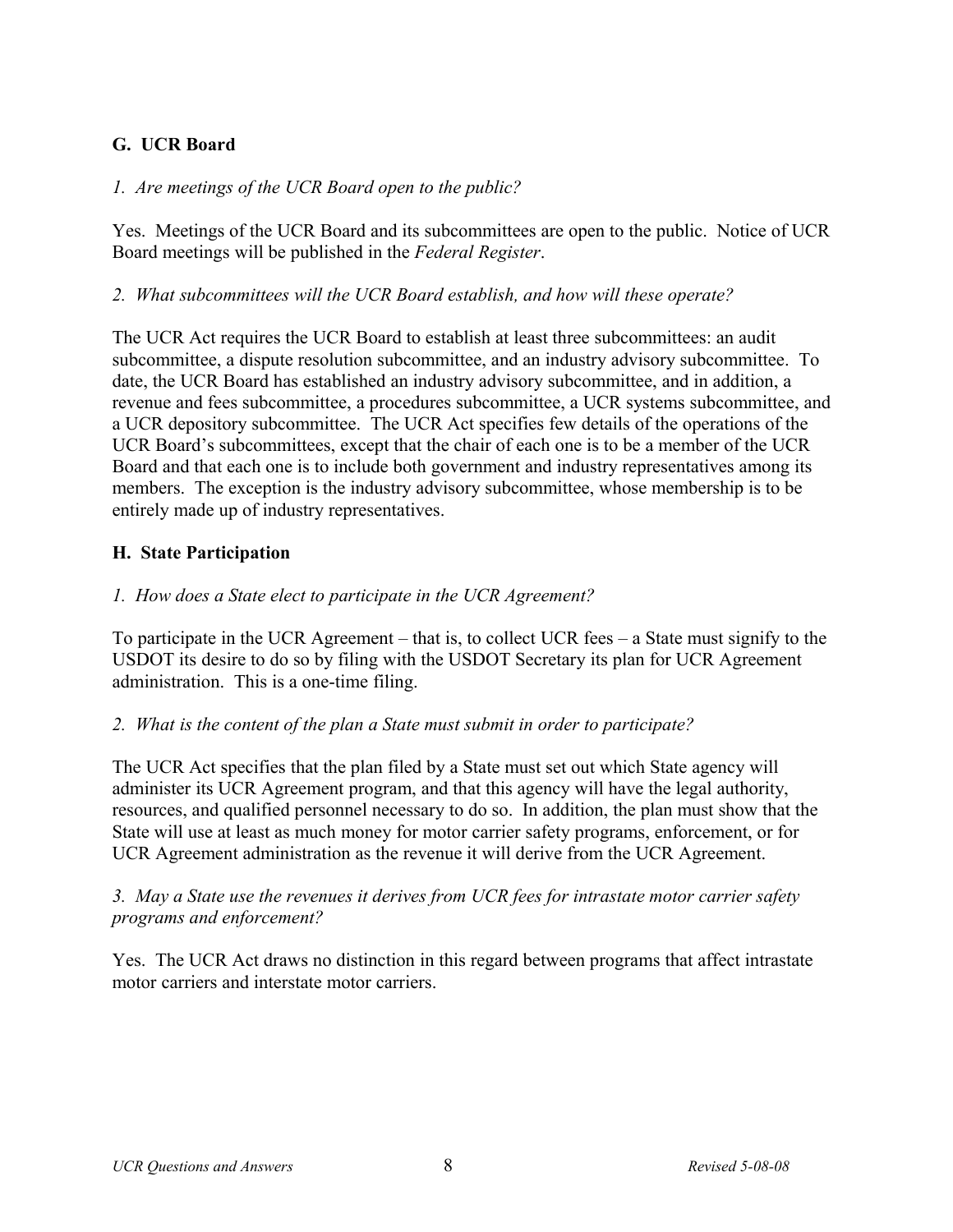## G. UCR Board

*1. Are meetings of the UCR Board open to the public?*

Yes. Meetings of the UCR Board and its subcommittees are open to the public. Notice of UCR Board meetings will be published in the *Federal Register*.

*2. What subcommittees will the UCR Board establish, and how will these operate?*

The UCR Act requires the UCR Board to establish at least three subcommittees: an audit subcommittee, a dispute resolution subcommittee, and an industry advisory subcommittee. To date, the UCR Board has established an industry advisory subcommittee, and in addition, a revenue and fees subcommittee, a procedures subcommittee, a UCR systems subcommittee, and a UCR depository subcommittee. The UCR Act specifies few details of the operations of the UCR Board's subcommittees, except that the chair of each one is to be a member of the UCR Board and that each one is to include both government and industry representatives among its members. The exception is the industry advisory subcommittee, whose membership is to be entirely made up of industry representatives.

## H. State Participation

*1. How does a State elect to participate in the UCR Agreement?*

To participate in the UCR Agreement – that is, to collect UCR fees – a State must signify to the USDOT its desire to do so by filing with the USDOT Secretary its plan for UCR Agreement administration. This is a one-time filing.

*2. What is the content of the plan a State must submit in order to participate?*

The UCR Act specifies that the plan filed by a State must set out which State agency will administer its UCR Agreement program, and that this agency will have the legal authority, resources, and qualified personnel necessary to do so. In addition, the plan must show that the State will use at least as much money for motor carrier safety programs, enforcement, or for UCR Agreement administration as the revenue it will derive from the UCR Agreement.

*3. May a State use the revenues it derives from UCR fees for intrastate motor carrier safety programs and enforcement?*

Yes. The UCR Act draws no distinction in this regard between programs that affect intrastate motor carriers and interstate motor carriers.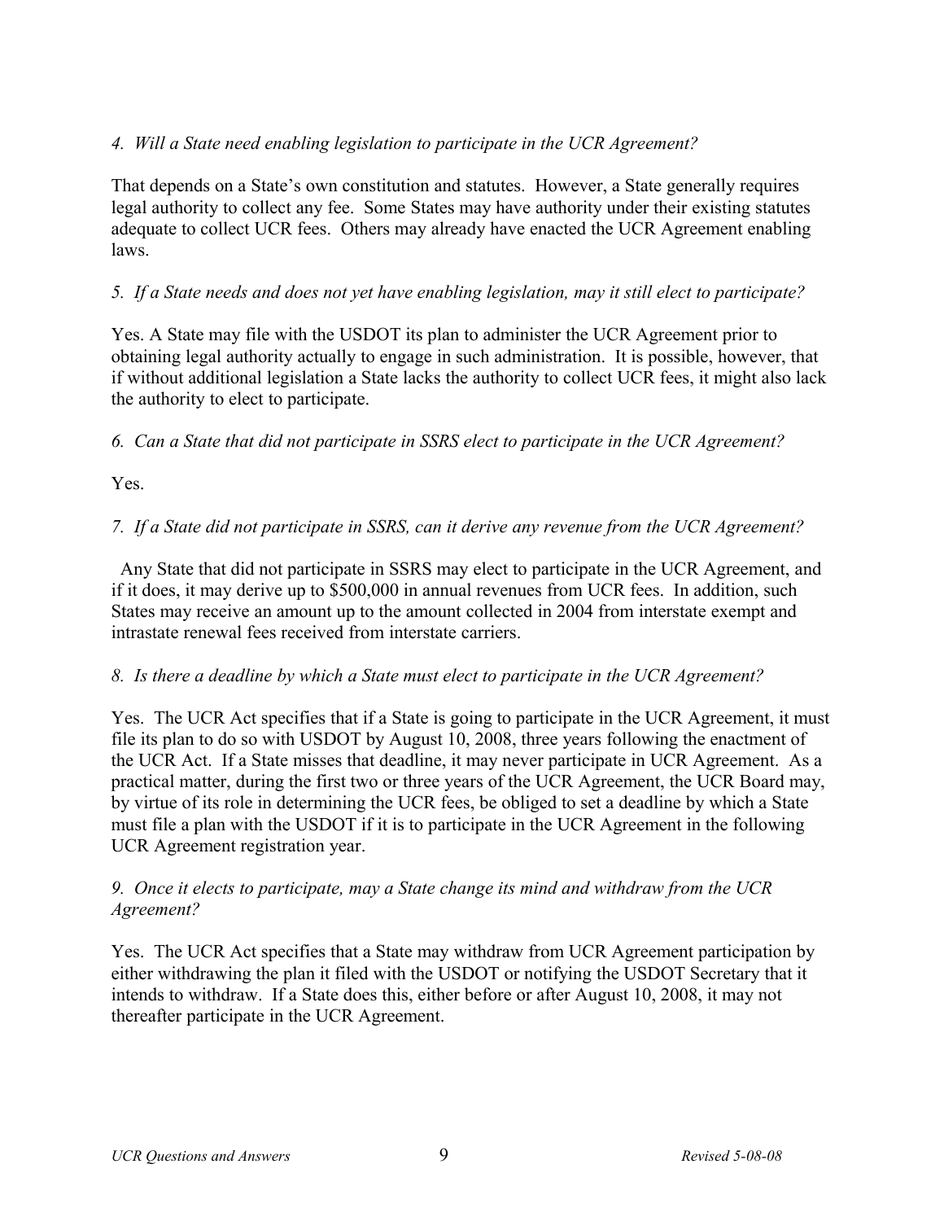*4. Will a State need enabling legislation to participate in the UCR Agreement?*

That depends on a State's own constitution and statutes. However, a State generally requires legal authority to collect any fee. Some States may have authority under their existing statutes adequate to collect UCR fees. Others may already have enacted the UCR Agreement enabling laws.

*5. If a State needs and does not yet have enabling legislation, may it still elect to participate?*

Yes. A State may file with the USDOT its plan to administer the UCR Agreement prior to obtaining legal authority actually to engage in such administration. It is possible, however, that if without additional legislation a State lacks the authority to collect UCR fees, it might also lack the authority to elect to participate.

*6. Can a State that did not participate in SSRS elect to participate in the UCR Agreement?*

Yes.

*7. If a State did not participate in SSRS, can it derive any revenue from the UCR Agreement?*

Any State that did not participate in SSRS may elect to participate in the UCR Agreement, and if it does, it may derive up to $500,000 in annual revenues from UCR fees. In addition, such States may receive an amount up to the amount collected in 2004 from interstate exempt and intrastate renewal fees received from interstate carriers.

*8. Is there a deadline by which a State must elect to participate in the UCR Agreement?*

Yes. The UCR Act specifies that if a State is going to participate in the UCR Agreement, it must file its plan to do so with USDOT by August 10, 2008, three years following the enactment of the UCR Act. If a State misses that deadline, it may never participate in UCR Agreement. As a practical matter, during the first two or three years of the UCR Agreement, the UCR Board may, by virtue of its role in determining the UCR fees, be obliged to set a deadline by which a State must file a plan with the USDOT if it is to participate in the UCR Agreement in the following UCR Agreement registration year.

*9. Once it elects to participate, may a State change its mind and withdraw from the UCR Agreement?*

Yes. The UCR Act specifies that a State may withdraw from UCR Agreement participation by either withdrawing the plan it filed with the USDOT or notifying the USDOT Secretary that it intends to withdraw. If a State does this, either before or after August 10, 2008, it may not thereafter participate in the UCR Agreement.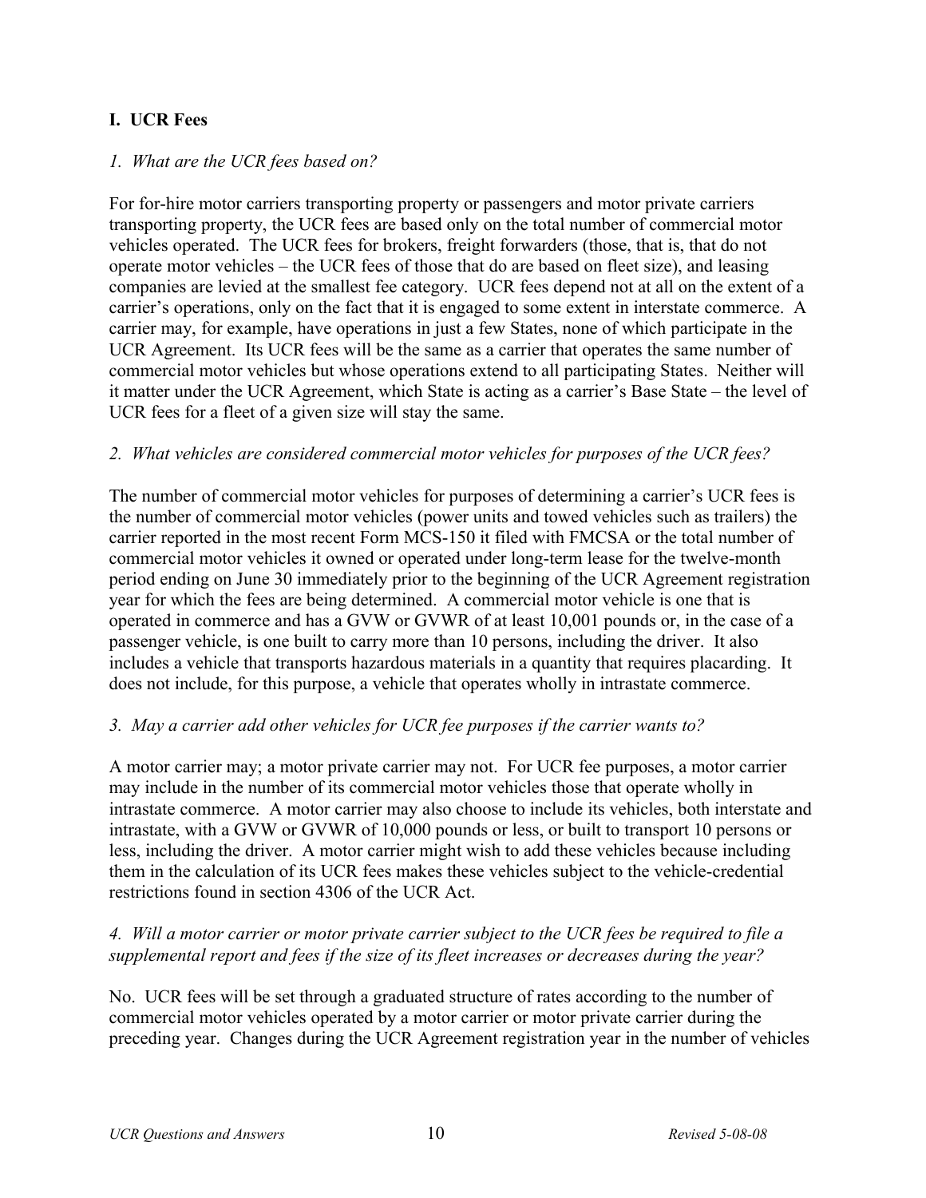## I. UCR Fees

*1. What are the UCR fees based on?*

For for-hire motor carriers transporting property or passengers and motor private carriers transporting property, the UCR fees are based only on the total number of commercial motor vehicles operated. The UCR fees for brokers, freight forwarders (those, that is, that do not operate motor vehicles – the UCR fees of those that do are based on fleet size), and leasing companies are levied at the smallest fee category. UCR fees depend not at all on the extent of a carrier's operations, only on the fact that it is engaged to some extent in interstate commerce. A carrier may, for example, have operations in just a few States, none of which participate in the UCR Agreement. Its UCR fees will be the same as a carrier that operates the same number of commercial motor vehicles but whose operations extend to all participating States. Neither will it matter under the UCR Agreement, which State is acting as a carrier's Base State – the level of UCR fees for a fleet of a given size will stay the same.

*2. What vehicles are considered commercial motor vehicles for purposes of the UCR fees?*

The number of commercial motor vehicles for purposes of determining a carrier's UCR fees is the number of commercial motor vehicles (power units and towed vehicles such as trailers) the carrier reported in the most recent Form MCS-150 it filed with FMCSA or the total number of commercial motor vehicles it owned or operated under long-term lease for the twelve-month period ending on June 30 immediately prior to the beginning of the UCR Agreement registration year for which the fees are being determined. A commercial motor vehicle is one that is operated in commerce and has a GVW or GVWR of at least 10,001 pounds or, in the case of a passenger vehicle, is one built to carry more than 10 persons, including the driver. It also includes a vehicle that transports hazardous materials in a quantity that requires placarding. It does not include, for this purpose, a vehicle that operates wholly in intrastate commerce.

*3. May a carrier add other vehicles for UCR fee purposes if the carrier wants to?*

A motor carrier may; a motor private carrier may not. For UCR fee purposes, a motor carrier may include in the number of its commercial motor vehicles those that operate wholly in intrastate commerce. A motor carrier may also choose to include its vehicles, both interstate and intrastate, with a GVW or GVWR of 10,000 pounds or less, or built to transport 10 persons or less, including the driver. A motor carrier might wish to add these vehicles because including them in the calculation of its UCR fees makes these vehicles subject to the vehicle-credential restrictions found in section 4306 of the UCR Act.

*4. Will a motor carrier or motor private carrier subject to the UCR fees be required to file a supplemental report and fees if the size of its fleet increases or decreases during the year?*

No. UCR fees will be set through a graduated structure of rates according to the number of commercial motor vehicles operated by a motor carrier or motor private carrier during the preceding year. Changes during the UCR Agreement registration year in the number of vehicles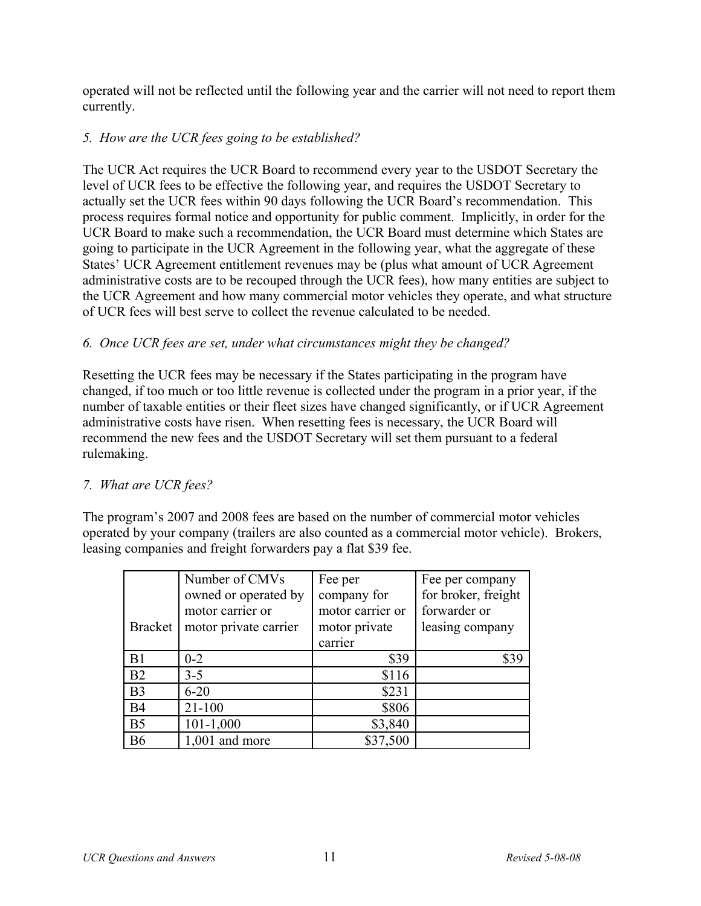operated will not be reflected until the following year and the carrier will not need to report them currently.

*5. How are the UCR fees going to be established?*

The UCR Act requires the UCR Board to recommend every year to the USDOT Secretary the level of UCR fees to be effective the following year, and requires the USDOT Secretary to actually set the UCR fees within 90 days following the UCR Board's recommendation. This process requires formal notice and opportunity for public comment. Implicitly, in order for the UCR Board to make such a recommendation, the UCR Board must determine which States are going to participate in the UCR Agreement in the following year, what the aggregate of these States' UCR Agreement entitlement revenues may be (plus what amount of UCR Agreement administrative costs are to be recouped through the UCR fees), how many entities are subject to the UCR Agreement and how many commercial motor vehicles they operate, and what structure of UCR fees will best serve to collect the revenue calculated to be needed.

*6. Once UCR fees are set, under what circumstances might they be changed?*

Resetting the UCR fees may be necessary if the States participating in the program have changed, if too much or too little revenue is collected under the program in a prior year, if the number of taxable entities or their fleet sizes have changed significantly, or if UCR Agreement administrative costs have risen. When resetting fees is necessary, the UCR Board will recommend the new fees and the USDOT Secretary will set them pursuant to a federal rulemaking.

*7. What are UCR fees?*

The program's 2007 and 2008 fees are based on the number of commercial motor vehicles operated by your company (trailers are also counted as a commercial motor vehicle). Brokers, leasing companies and freight forwarders pay a flat $39 fee.

| Bracket | Number of CMVs owned or operated by motor carrier or motor private carrier | Fee per company for motor carrier or motor private carrier | Fee per company for broker, freight forwarder or leasing company |
|---|---|---|---|
| B1 | 0-2 | $39 | $39 |
| B2 | 3-5 | $116 | |
| B3 | 6-20 | $231 | |
| B4 | 21-100 | $806 | |
| B5 | 101-1,000 | $3,840 | |
| B6 | 1,001 and more | $37,500 | |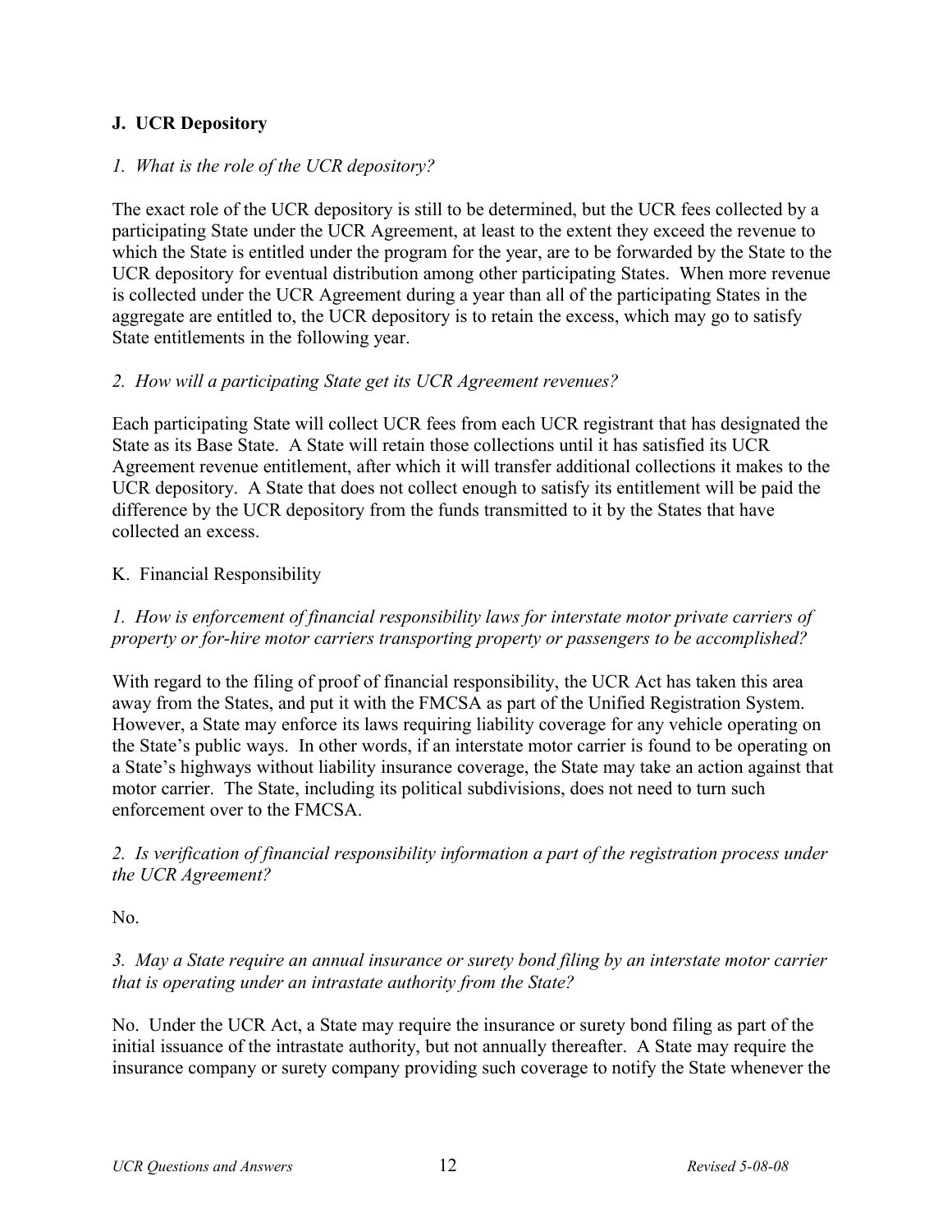## J. UCR Depository

*1. What is the role of the UCR depository?*

The exact role of the UCR depository is still to be determined, but the UCR fees collected by a participating State under the UCR Agreement, at least to the extent they exceed the revenue to which the State is entitled under the program for the year, are to be forwarded by the State to the UCR depository for eventual distribution among other participating States. When more revenue is collected under the UCR Agreement during a year than all of the participating States in the aggregate are entitled to, the UCR depository is to retain the excess, which may go to satisfy State entitlements in the following year.

*2. How will a participating State get its UCR Agreement revenues?*

Each participating State will collect UCR fees from each UCR registrant that has designated the State as its Base State. A State will retain those collections until it has satisfied its UCR Agreement revenue entitlement, after which it will transfer additional collections it makes to the UCR depository. A State that does not collect enough to satisfy its entitlement will be paid the difference by the UCR depository from the funds transmitted to it by the States that have collected an excess.

## K. Financial Responsibility

*1. How is enforcement of financial responsibility laws for interstate motor private carriers of property or for-hire motor carriers transporting property or passengers to be accomplished?*

With regard to the filing of proof of financial responsibility, the UCR Act has taken this area away from the States, and put it with the FMCSA as part of the Unified Registration System. However, a State may enforce its laws requiring liability coverage for any vehicle operating on the State's public ways. In other words, if an interstate motor carrier is found to be operating on a State's highways without liability insurance coverage, the State may take an action against that motor carrier. The State, including its political subdivisions, does not need to turn such enforcement over to the FMCSA.

*2. Is verification of financial responsibility information a part of the registration process under the UCR Agreement?*

No.

*3. May a State require an annual insurance or surety bond filing by an interstate motor carrier that is operating under an intrastate authority from the State?*

No. Under the UCR Act, a State may require the insurance or surety bond filing as part of the initial issuance of the intrastate authority, but not annually thereafter. A State may require the insurance company or surety company providing such coverage to notify the State whenever the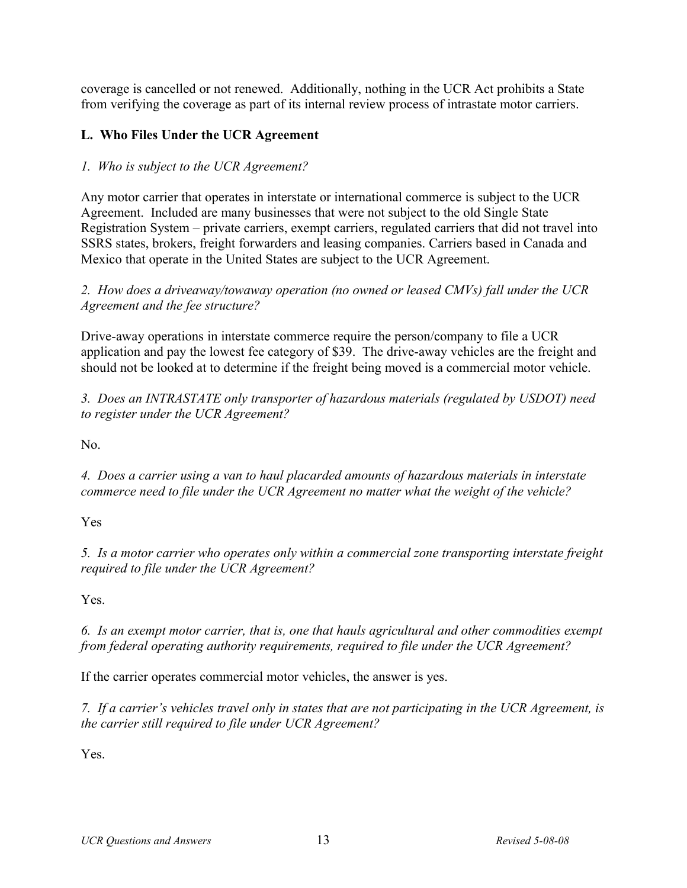coverage is cancelled or not renewed. Additionally, nothing in the UCR Act prohibits a State from verifying the coverage as part of its internal review process of intrastate motor carriers.

### L. Who Files Under the UCR Agreement

*1. Who is subject to the UCR Agreement?*

Any motor carrier that operates in interstate or international commerce is subject to the UCR Agreement. Included are many businesses that were not subject to the old Single State Registration System – private carriers, exempt carriers, regulated carriers that did not travel into SSRS states, brokers, freight forwarders and leasing companies. Carriers based in Canada and Mexico that operate in the United States are subject to the UCR Agreement.

*2. How does a driveaway/towaway operation (no owned or leased CMVs) fall under the UCR Agreement and the fee structure?*

Drive-away operations in interstate commerce require the person/company to file a UCR application and pay the lowest fee category of $39. The drive-away vehicles are the freight and should not be looked at to determine if the freight being moved is a commercial motor vehicle.

*3. Does an INTRASTATE only transporter of hazardous materials (regulated by USDOT) need to register under the UCR Agreement?*

No.

*4. Does a carrier using a van to haul placarded amounts of hazardous materials in interstate commerce need to file under the UCR Agreement no matter what the weight of the vehicle?*

Yes

*5. Is a motor carrier who operates only within a commercial zone transporting interstate freight required to file under the UCR Agreement?*

Yes.

*6. Is an exempt motor carrier, that is, one that hauls agricultural and other commodities exempt from federal operating authority requirements, required to file under the UCR Agreement?*

If the carrier operates commercial motor vehicles, the answer is yes.

*7. If a carrier's vehicles travel only in states that are not participating in the UCR Agreement, is the carrier still required to file under UCR Agreement?*

Yes.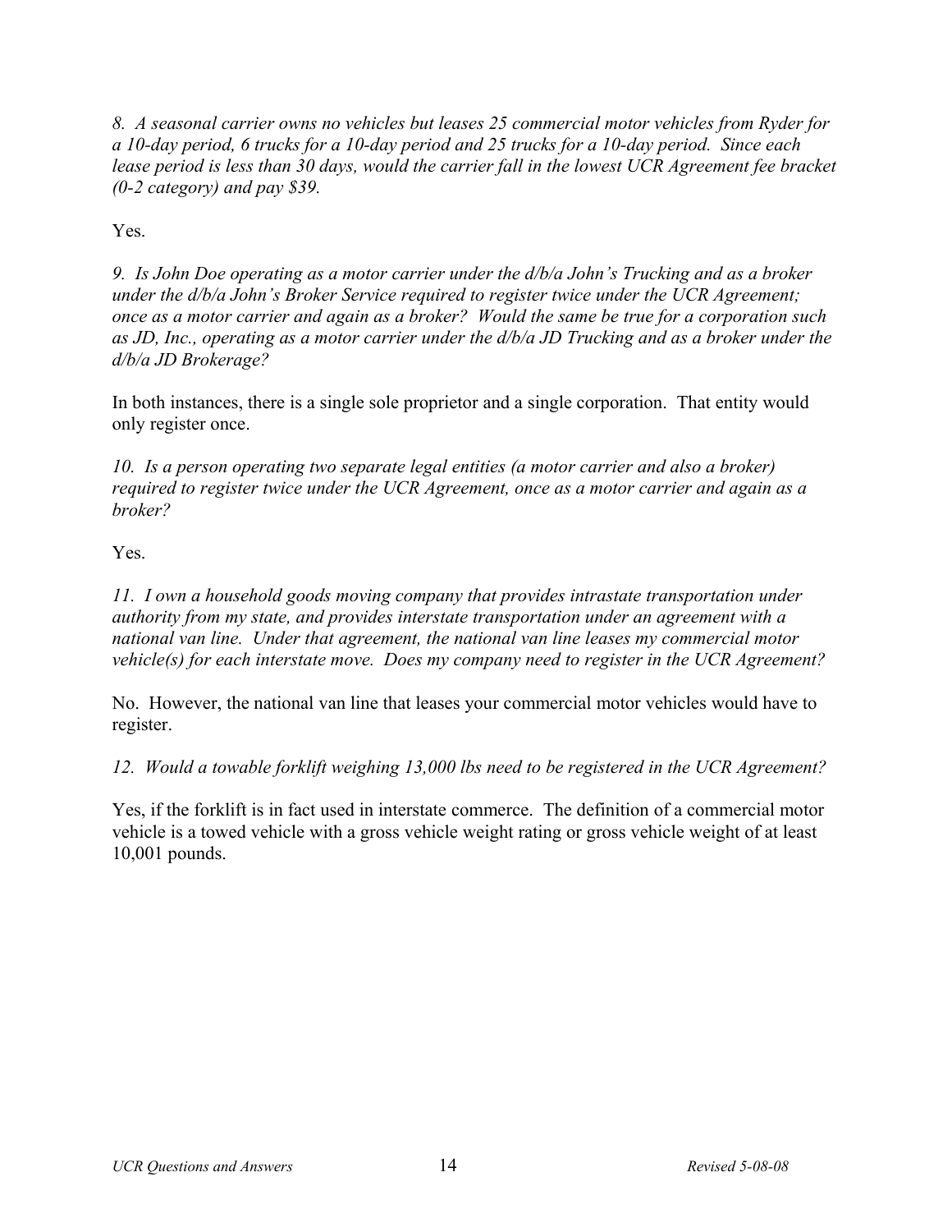*8. A seasonal carrier owns no vehicles but leases 25 commercial motor vehicles from Ryder for a 10-day period, 6 trucks for a 10-day period and 25 trucks for a 10-day period. Since each lease period is less than 30 days, would the carrier fall in the lowest UCR Agreement fee bracket (0-2 category) and pay $39.*

Yes.

*9. Is John Doe operating as a motor carrier under the d/b/a John's Trucking and as a broker under the d/b/a John's Broker Service required to register twice under the UCR Agreement; once as a motor carrier and again as a broker? Would the same be true for a corporation such as JD, Inc., operating as a motor carrier under the d/b/a JD Trucking and as a broker under the d/b/a JD Brokerage?*

In both instances, there is a single sole proprietor and a single corporation. That entity would only register once.

*10. Is a person operating two separate legal entities (a motor carrier and also a broker) required to register twice under the UCR Agreement, once as a motor carrier and again as a broker?*

Yes.

*11. I own a household goods moving company that provides intrastate transportation under authority from my state, and provides interstate transportation under an agreement with a national van line. Under that agreement, the national van line leases my commercial motor vehicle(s) for each interstate move. Does my company need to register in the UCR Agreement?*

No. However, the national van line that leases your commercial motor vehicles would have to register.

*12. Would a towable forklift weighing 13,000 lbs need to be registered in the UCR Agreement?*

Yes, if the forklift is in fact used in interstate commerce. The definition of a commercial motor vehicle is a towed vehicle with a gross vehicle weight rating or gross vehicle weight of at least 10,001 pounds.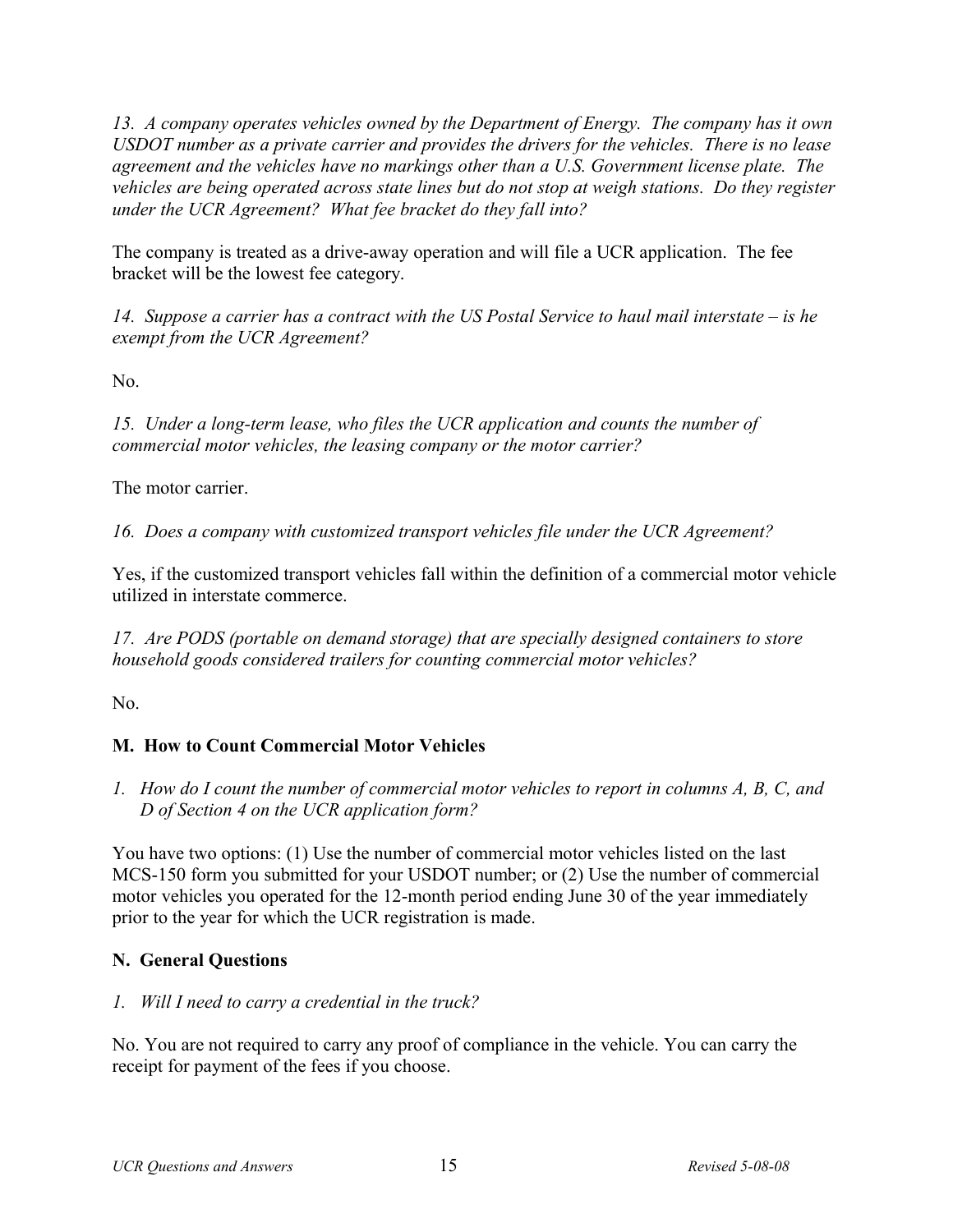*13. A company operates vehicles owned by the Department of Energy. The company has it own USDOT number as a private carrier and provides the drivers for the vehicles. There is no lease agreement and the vehicles have no markings other than a U.S. Government license plate. The vehicles are being operated across state lines but do not stop at weigh stations. Do they register under the UCR Agreement? What fee bracket do they fall into?*

The company is treated as a drive-away operation and will file a UCR application. The fee bracket will be the lowest fee category.

*14. Suppose a carrier has a contract with the US Postal Service to haul mail interstate – is he exempt from the UCR Agreement?*

No.

*15. Under a long-term lease, who files the UCR application and counts the number of commercial motor vehicles, the leasing company or the motor carrier?*

The motor carrier.

*16. Does a company with customized transport vehicles file under the UCR Agreement?*

Yes, if the customized transport vehicles fall within the definition of a commercial motor vehicle utilized in interstate commerce.

*17. Are PODS (portable on demand storage) that are specially designed containers to store household goods considered trailers for counting commercial motor vehicles?*

No.

## M. How to Count Commercial Motor Vehicles

1. *How do I count the number of commercial motor vehicles to report in columns A, B, C, and D of Section 4 on the UCR application form?*

You have two options: (1) Use the number of commercial motor vehicles listed on the last MCS-150 form you submitted for your USDOT number; or (2) Use the number of commercial motor vehicles you operated for the 12-month period ending June 30 of the year immediately prior to the year for which the UCR registration is made.

## N. General Questions

1. *Will I need to carry a credential in the truck?*

No. You are not required to carry any proof of compliance in the vehicle. You can carry the receipt for payment of the fees if you choose.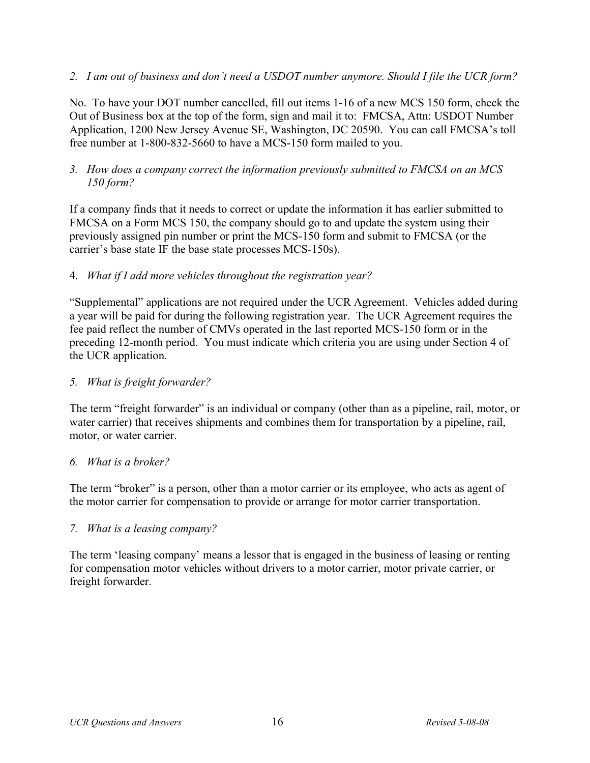*2. I am out of business and don't need a USDOT number anymore. Should I file the UCR form?*

No. To have your DOT number cancelled, fill out items 1-16 of a new MCS 150 form, check the Out of Business box at the top of the form, sign and mail it to: FMCSA, Attn: USDOT Number Application, 1200 New Jersey Avenue SE, Washington, DC 20590. You can call FMCSA's toll free number at 1-800-832-5660 to have a MCS-150 form mailed to you.

*3. How does a company correct the information previously submitted to FMCSA on an MCS 150 form?*

If a company finds that it needs to correct or update the information it has earlier submitted to FMCSA on a Form MCS 150, the company should go to and update the system using their previously assigned pin number or print the MCS-150 form and submit to FMCSA (or the carrier's base state IF the base state processes MCS-150s).

4. *What if I add more vehicles throughout the registration year?*

"Supplemental" applications are not required under the UCR Agreement. Vehicles added during a year will be paid for during the following registration year. The UCR Agreement requires the fee paid reflect the number of CMVs operated in the last reported MCS-150 form or in the preceding 12-month period. You must indicate which criteria you are using under Section 4 of the UCR application.

*5. What is freight forwarder?*

The term "freight forwarder" is an individual or company (other than as a pipeline, rail, motor, or water carrier) that receives shipments and combines them for transportation by a pipeline, rail, motor, or water carrier.

*6. What is a broker?*

The term "broker" is a person, other than a motor carrier or its employee, who acts as agent of the motor carrier for compensation to provide or arrange for motor carrier transportation.

*7. What is a leasing company?*

The term 'leasing company' means a lessor that is engaged in the business of leasing or renting for compensation motor vehicles without drivers to a motor carrier, motor private carrier, or freight forwarder.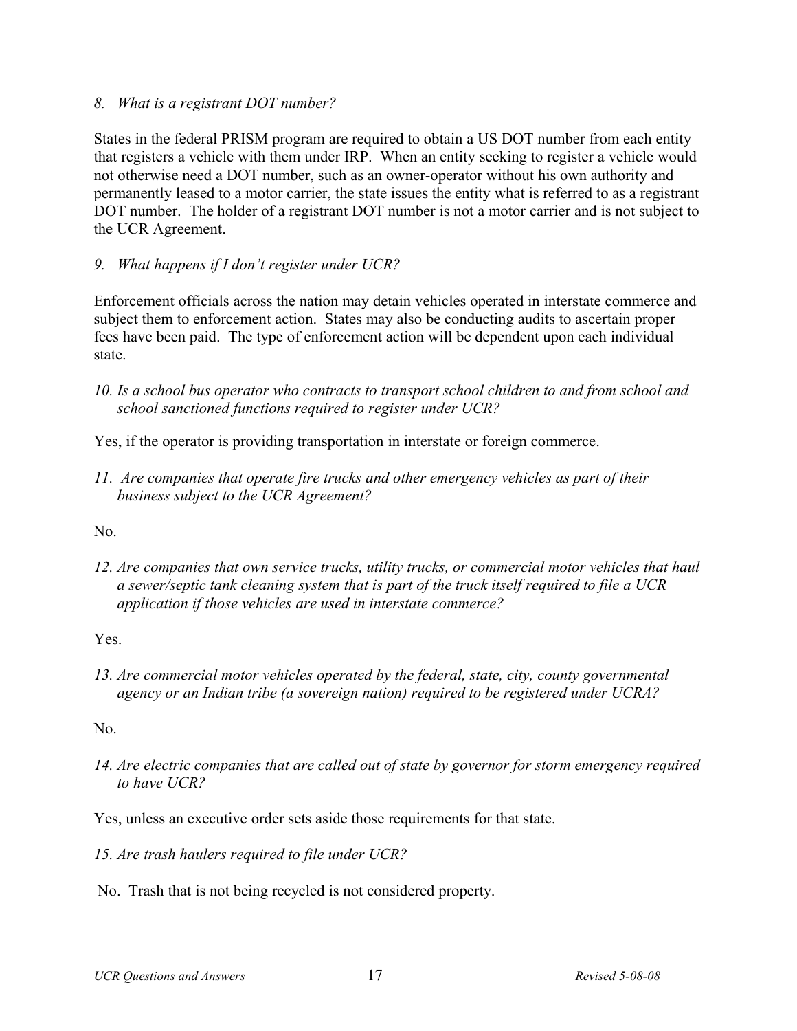*8. What is a registrant DOT number?*

States in the federal PRISM program are required to obtain a US DOT number from each entity that registers a vehicle with them under IRP. When an entity seeking to register a vehicle would not otherwise need a DOT number, such as an owner-operator without his own authority and permanently leased to a motor carrier, the state issues the entity what is referred to as a registrant DOT number. The holder of a registrant DOT number is not a motor carrier and is not subject to the UCR Agreement.

*9. What happens if I don't register under UCR?*

Enforcement officials across the nation may detain vehicles operated in interstate commerce and subject them to enforcement action. States may also be conducting audits to ascertain proper fees have been paid. The type of enforcement action will be dependent upon each individual state.

*10. Is a school bus operator who contracts to transport school children to and from school and school sanctioned functions required to register under UCR?*

Yes, if the operator is providing transportation in interstate or foreign commerce.

*11. Are companies that operate fire trucks and other emergency vehicles as part of their business subject to the UCR Agreement?*

No.

*12. Are companies that own service trucks, utility trucks, or commercial motor vehicles that haul a sewer/septic tank cleaning system that is part of the truck itself required to file a UCR application if those vehicles are used in interstate commerce?*

Yes.

*13. Are commercial motor vehicles operated by the federal, state, city, county governmental agency or an Indian tribe (a sovereign nation) required to be registered under UCRA?*

No.

*14. Are electric companies that are called out of state by governor for storm emergency required to have UCR?*

Yes, unless an executive order sets aside those requirements for that state.

*15. Are trash haulers required to file under UCR?*

No. Trash that is not being recycled is not considered property.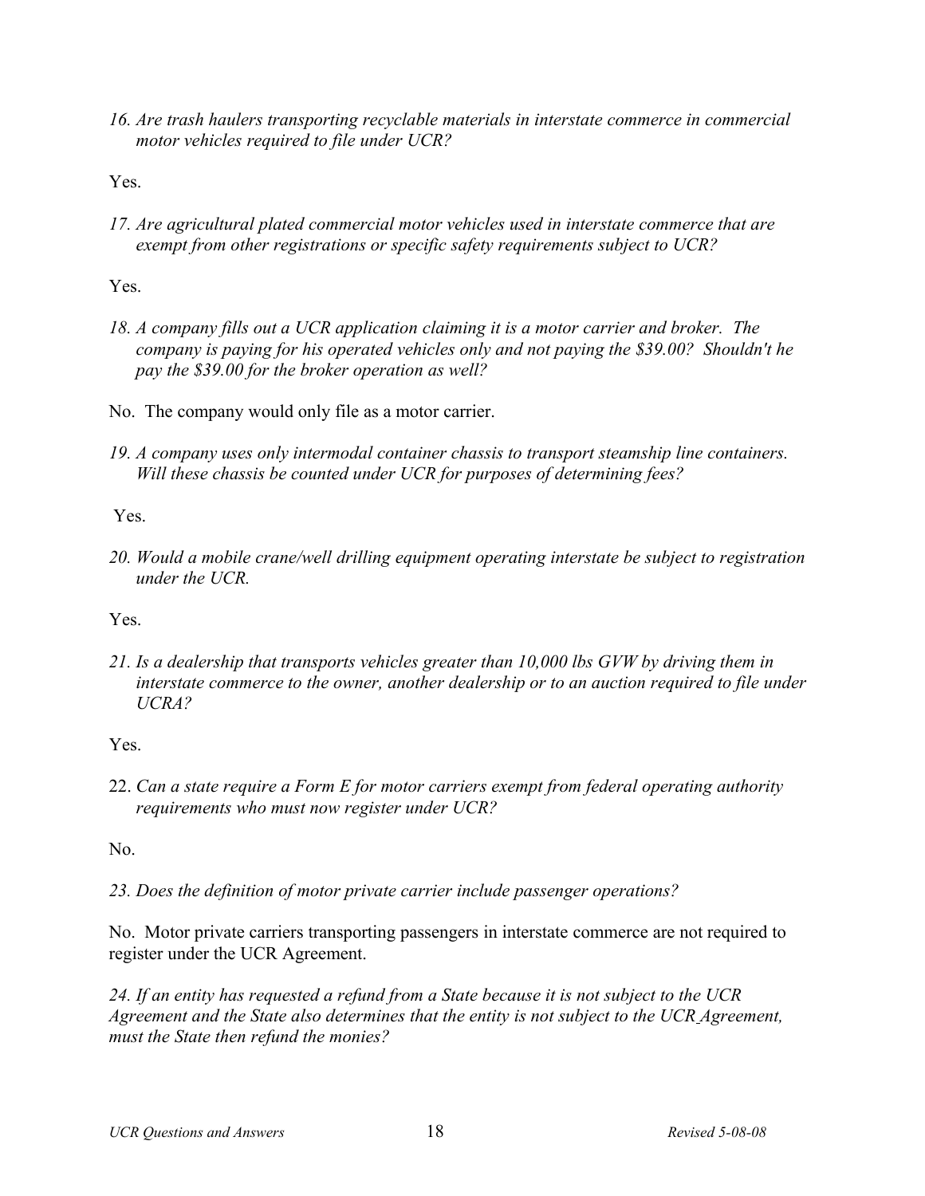*16. Are trash haulers transporting recyclable materials in interstate commerce in commercial motor vehicles required to file under UCR?*

Yes.

*17. Are agricultural plated commercial motor vehicles used in interstate commerce that are exempt from other registrations or specific safety requirements subject to UCR?*

Yes.

*18. A company fills out a UCR application claiming it is a motor carrier and broker. The company is paying for his operated vehicles only and not paying the $39.00? Shouldn't he pay the $39.00 for the broker operation as well?*

No. The company would only file as a motor carrier.

*19. A company uses only intermodal container chassis to transport steamship line containers. Will these chassis be counted under UCR for purposes of determining fees?*

Yes.

*20. Would a mobile crane/well drilling equipment operating interstate be subject to registration under the UCR.*

Yes.

*21. Is a dealership that transports vehicles greater than 10,000 lbs GVW by driving them in interstate commerce to the owner, another dealership or to an auction required to file under UCRA?*

Yes.

22. *Can a state require a Form E for motor carriers exempt from federal operating authority requirements who must now register under UCR?*

No.

*23. Does the definition of motor private carrier include passenger operations?*

No. Motor private carriers transporting passengers in interstate commerce are not required to register under the UCR Agreement.

*24. If an entity has requested a refund from a State because it is not subject to the UCR Agreement and the State also determines that the entity is not subject to the UCR Agreement, must the State then refund the monies?*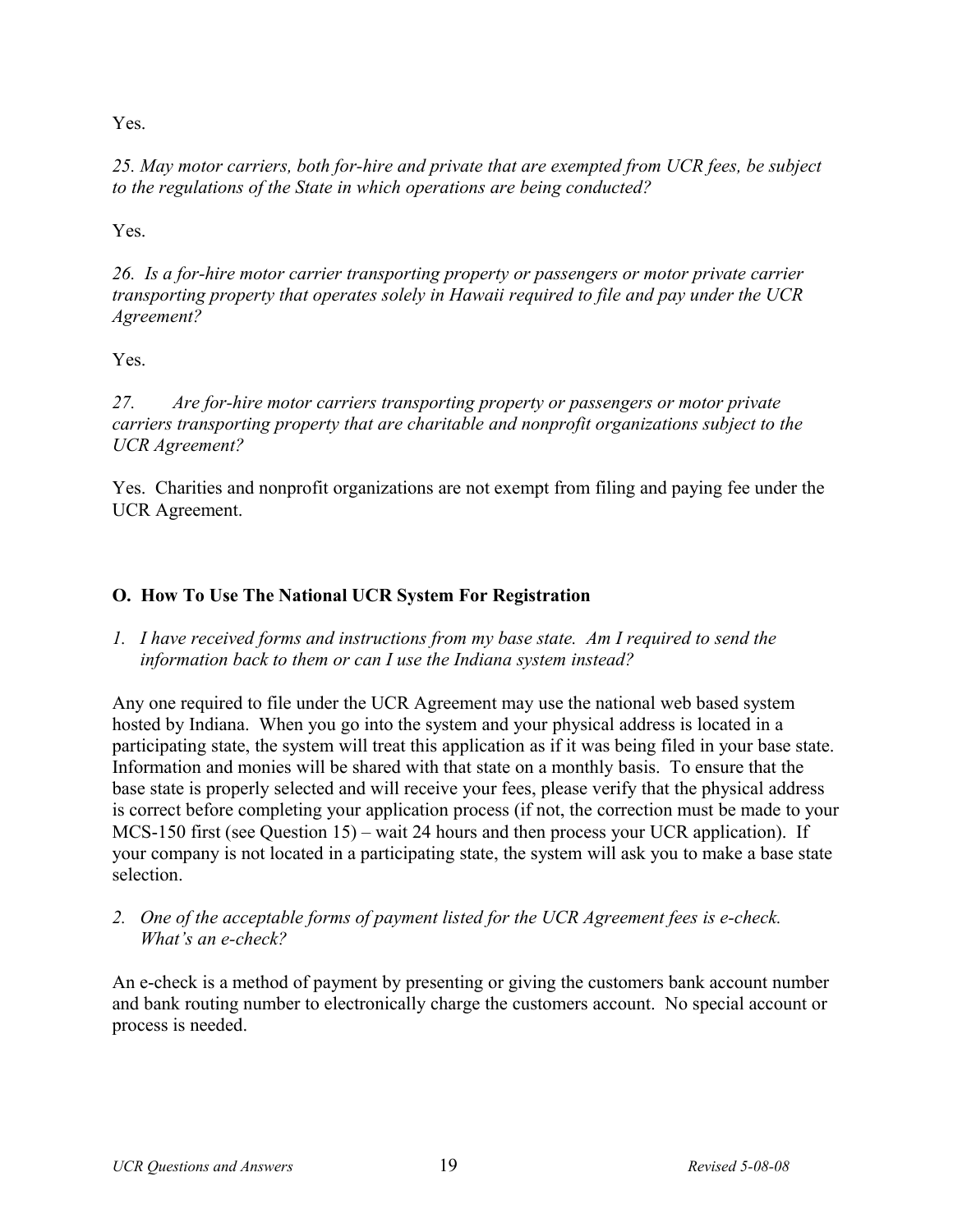Yes.

*25. May motor carriers, both for-hire and private that are exempted from UCR fees, be subject to the regulations of the State in which operations are being conducted?*

Yes.

*26. Is a for-hire motor carrier transporting property or passengers or motor private carrier transporting property that operates solely in Hawaii required to file and pay under the UCR Agreement?*

Yes.

*27. Are for-hire motor carriers transporting property or passengers or motor private carriers transporting property that are charitable and nonprofit organizations subject to the UCR Agreement?*

Yes. Charities and nonprofit organizations are not exempt from filing and paying fee under the UCR Agreement.

## O. How To Use The National UCR System For Registration

*1. I have received forms and instructions from my base state. Am I required to send the information back to them or can I use the Indiana system instead?*

Any one required to file under the UCR Agreement may use the national web based system hosted by Indiana. When you go into the system and your physical address is located in a participating state, the system will treat this application as if it was being filed in your base state. Information and monies will be shared with that state on a monthly basis. To ensure that the base state is properly selected and will receive your fees, please verify that the physical address is correct before completing your application process (if not, the correction must be made to your MCS-150 first (see Question 15) – wait 24 hours and then process your UCR application). If your company is not located in a participating state, the system will ask you to make a base state selection.

*2. One of the acceptable forms of payment listed for the UCR Agreement fees is e-check. What's an e-check?*

An e-check is a method of payment by presenting or giving the customers bank account number and bank routing number to electronically charge the customers account. No special account or process is needed.